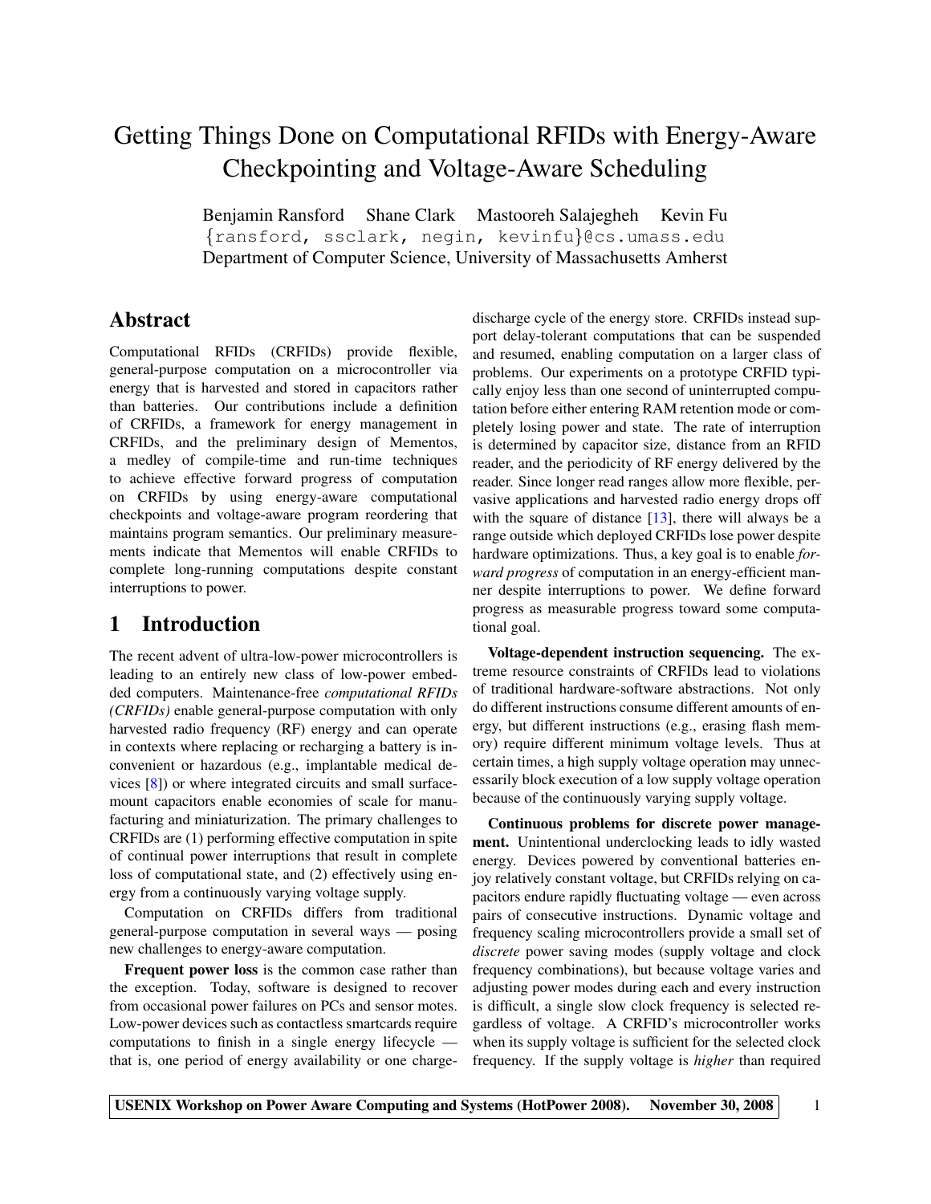# Getting Things Done on Computational RFIDs with Energy-Aware Checkpointing and Voltage-Aware Scheduling

Benjamin Ransford Shane Clark Mastooreh Salajegheh Kevin Fu

{ransford, ssclark, negin, kevinfu}@cs.umass.edu

Department of Computer Science, University of Massachusetts Amherst

## Abstract

Computational RFIDs (CRFIDs) provide flexible, general-purpose computation on a microcontroller via energy that is harvested and stored in capacitors rather than batteries. Our contributions include a definition of CRFIDs, a framework for energy management in CRFIDs, and the preliminary design of Mementos, a medley of compile-time and run-time techniques to achieve effective forward progress of computation on CRFIDs by using energy-aware computational checkpoints and voltage-aware program reordering that maintains program semantics. Our preliminary measurements indicate that Mementos will enable CRFIDs to complete long-running computations despite constant interruptions to power.

## 1 Introduction

The recent advent of ultra-low-power microcontrollers is leading to an entirely new class of low-power embedded computers. Maintenance-free *computational RFIDs (CRFIDs)* enable general-purpose computation with only harvested radio frequency (RF) energy and can operate in contexts where replacing or recharging a battery is inconvenient or hazardous (e.g., implantable medical devices [8]) or where integrated circuits and small surface-mount capacitors enable economies of scale for manufacturing and miniaturization. The primary challenges to CRFIDs are (1) performing effective computation in spite of continual power interruptions that result in complete loss of computational state, and (2) effectively using energy from a continuously varying voltage supply.

Computation on CRFIDs differs from traditional general-purpose computation in several ways — posing new challenges to energy-aware computation.

**Frequent power loss** is the common case rather than the exception. Today, software is designed to recover from occasional power failures on PCs and sensor motes. Low-power devices such as contactless smartcards require computations to finish in a single energy lifecycle — that is, one period of energy availability or one charge-discharge cycle of the energy store. CRFIDs instead support delay-tolerant computations that can be suspended and resumed, enabling computation on a larger class of problems. Our experiments on a prototype CRFID typically enjoy less than one second of uninterrupted computation before either entering RAM retention mode or completely losing power and state. The rate of interruption is determined by capacitor size, distance from an RFID reader, and the periodicity of RF energy delivered by the reader. Since longer read ranges allow more flexible, pervasive applications and harvested radio energy drops off with the square of distance [13], there will always be a range outside which deployed CRFIDs lose power despite hardware optimizations. Thus, a key goal is to enable *forward progress* of computation in an energy-efficient manner despite interruptions to power. We define forward progress as measurable progress toward some computational goal.

**Voltage-dependent instruction sequencing.** The extreme resource constraints of CRFIDs lead to violations of traditional hardware-software abstractions. Not only do different instructions consume different amounts of energy, but different instructions (e.g., erasing flash memory) require different minimum voltage levels. Thus at certain times, a high supply voltage operation may unnecessarily block execution of a low supply voltage operation because of the continuously varying supply voltage.

**Continuous problems for discrete power management.** Unintentional underclocking leads to idly wasted energy. Devices powered by conventional batteries enjoy relatively constant voltage, but CRFIDs relying on capacitors endure rapidly fluctuating voltage — even across pairs of consecutive instructions. Dynamic voltage and frequency scaling microcontrollers provide a small set of *discrete* power saving modes (supply voltage and clock frequency combinations), but because voltage varies and adjusting power modes during each and every instruction is difficult, a single slow clock frequency is selected regardless of voltage. A CRFID's microcontroller works when its supply voltage is sufficient for the selected clock frequency. If the supply voltage is *higher* than required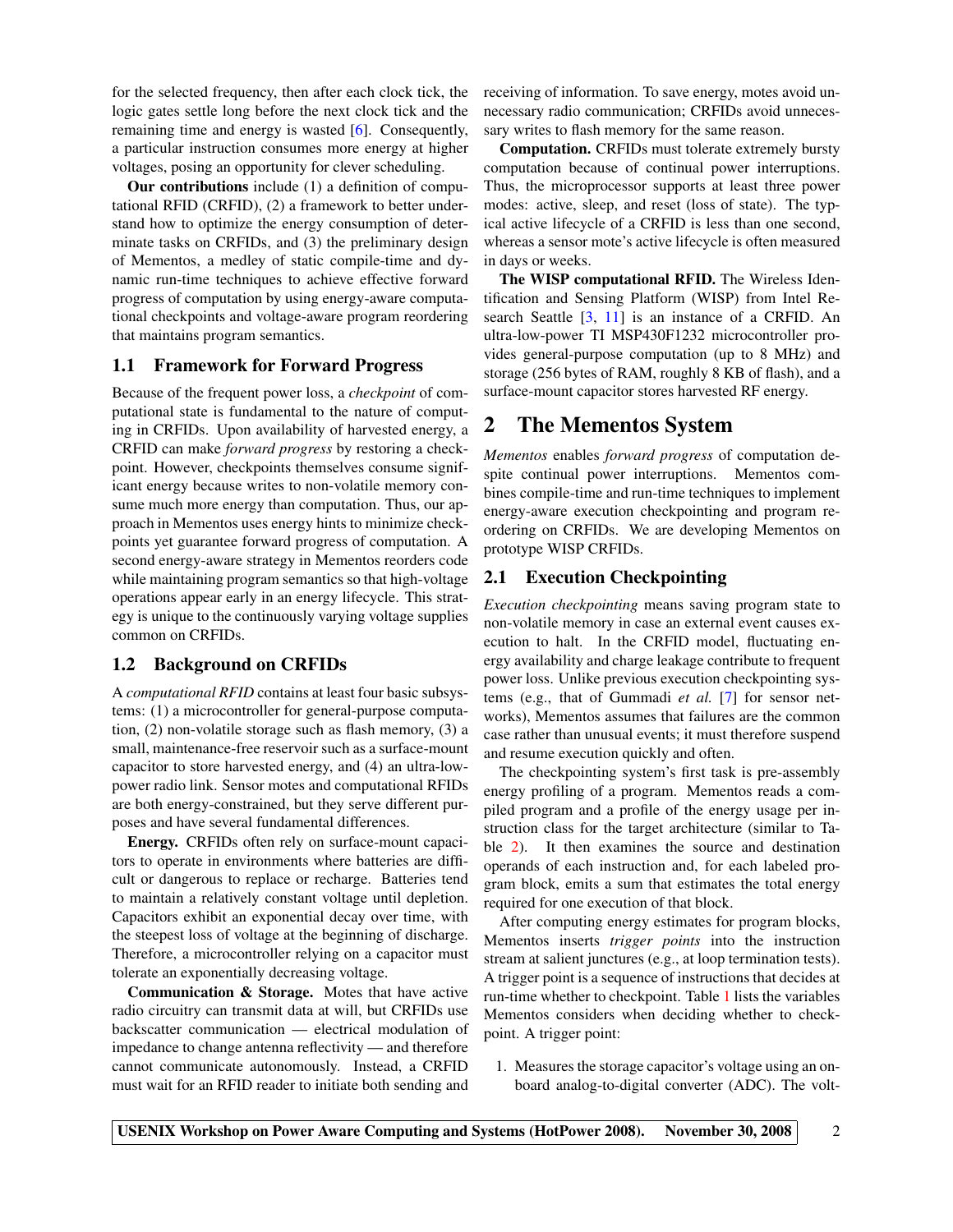for the selected frequency, then after each clock tick, the logic gates settle long before the next clock tick and the remaining time and energy is wasted [6]. Consequently, a particular instruction consumes more energy at higher voltages, posing an opportunity for clever scheduling.

**Our contributions** include (1) a definition of computational RFID (CRFID), (2) a framework to better understand how to optimize the energy consumption of determinate tasks on CRFIDs, and (3) the preliminary design of Mementos, a medley of static compile-time and dynamic run-time techniques to achieve effective forward progress of computation by using energy-aware computational checkpoints and voltage-aware program reordering that maintains program semantics.

### 1.1 Framework for Forward Progress

Because of the frequent power loss, a *checkpoint* of computational state is fundamental to the nature of computing in CRFIDs. Upon availability of harvested energy, a CRFID can make *forward progress* by restoring a checkpoint. However, checkpoints themselves consume significant energy because writes to non-volatile memory consume much more energy than computation. Thus, our approach in Mementos uses energy hints to minimize checkpoints yet guarantee forward progress of computation. A second energy-aware strategy in Mementos reorders code while maintaining program semantics so that high-voltage operations appear early in an energy lifecycle. This strategy is unique to the continuously varying voltage supplies common on CRFIDs.

### 1.2 Background on CRFIDs

A *computational RFID* contains at least four basic subsystems: (1) a microcontroller for general-purpose computation, (2) non-volatile storage such as flash memory, (3) a small, maintenance-free reservoir such as a surface-mount capacitor to store harvested energy, and (4) an ultra-low-power radio link. Sensor motes and computational RFIDs are both energy-constrained, but they serve different purposes and have several fundamental differences.

**Energy.** CRFIDs often rely on surface-mount capacitors to operate in environments where batteries are difficult or dangerous to replace or recharge. Batteries tend to maintain a relatively constant voltage until depletion. Capacitors exhibit an exponential decay over time, with the steepest loss of voltage at the beginning of discharge. Therefore, a microcontroller relying on a capacitor must tolerate an exponentially decreasing voltage.

**Communication & Storage.** Motes that have active radio circuitry can transmit data at will, but CRFIDs use backscatter communication — electrical modulation of impedance to change antenna reflectivity — and therefore cannot communicate autonomously. Instead, a CRFID must wait for an RFID reader to initiate both sending and receiving of information. To save energy, motes avoid unnecessary radio communication; CRFIDs avoid unnecessary writes to flash memory for the same reason.

**Computation.** CRFIDs must tolerate extremely bursty computation because of continual power interruptions. Thus, the microprocessor supports at least three power modes: active, sleep, and reset (loss of state). The typical active lifecycle of a CRFID is less than one second, whereas a sensor mote's active lifecycle is often measured in days or weeks.

**The WISP computational RFID.** The Wireless Identification and Sensing Platform (WISP) from Intel Research Seattle [3, 11] is an instance of a CRFID. An ultra-low-power TI MSP430F1232 microcontroller provides general-purpose computation (up to 8 MHz) and storage (256 bytes of RAM, roughly 8 KB of flash), and a surface-mount capacitor stores harvested RF energy.

## 2 The Mementos System

*Mementos* enables *forward progress* of computation despite continual power interruptions. Mementos combines compile-time and run-time techniques to implement energy-aware execution checkpointing and program reordering on CRFIDs. We are developing Mementos on prototype WISP CRFIDs.

### 2.1 Execution Checkpointing

*Execution checkpointing* means saving program state to non-volatile memory in case an external event causes execution to halt. In the CRFID model, fluctuating energy availability and charge leakage contribute to frequent power loss. Unlike previous execution checkpointing systems (e.g., that of Gummadi *et al.* [7] for sensor networks), Mementos assumes that failures are the common case rather than unusual events; it must therefore suspend and resume execution quickly and often.

The checkpointing system's first task is pre-assembly energy profiling of a program. Mementos reads a compiled program and a profile of the energy usage per instruction class for the target architecture (similar to Table 2). It then examines the source and destination operands of each instruction and, for each labeled program block, emits a sum that estimates the total energy required for one execution of that block.

After computing energy estimates for program blocks, Mementos inserts *trigger points* into the instruction stream at salient junctures (e.g., at loop termination tests). A trigger point is a sequence of instructions that decides at run-time whether to checkpoint. Table 1 lists the variables Mementos considers when deciding whether to checkpoint. A trigger point:

1. Measures the storage capacitor's voltage using an on-board analog-to-digital converter (ADC). The volt-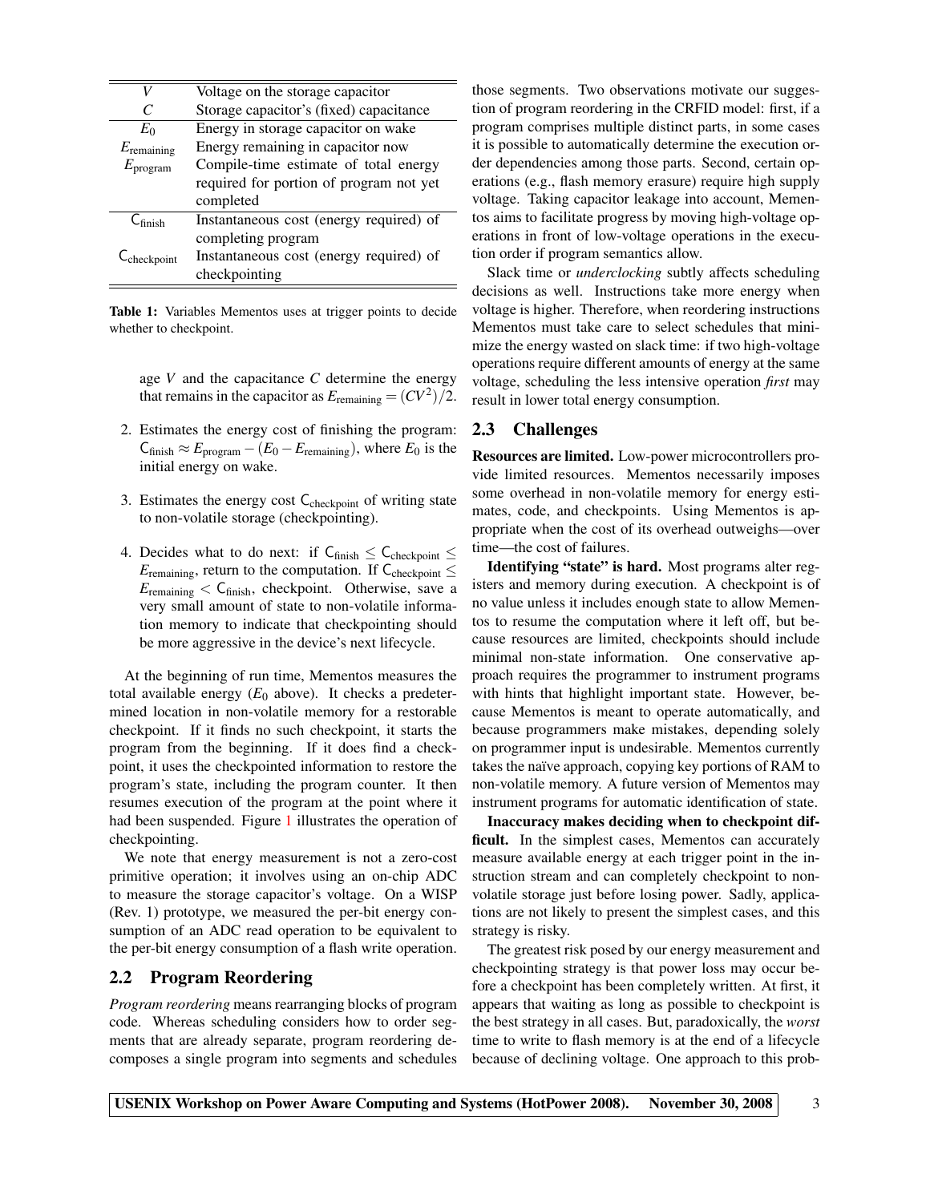| | |
|---|---|
| $V$ | Voltage on the storage capacitor |
| $C$ | Storage capacitor's (fixed) capacitance |
| $E_0$ | Energy in storage capacitor on wake |
| $E_{\text{remaining}}$ | Energy remaining in capacitor now |
| $E_{\text{program}}$ | Compile-time estimate of total energy required for portion of program not yet completed |
| $\mathsf{C}_{\text{finish}}$ | Instantaneous cost (energy required) of completing program |
| $\mathsf{C}_{\text{checkpoint}}$ | Instantaneous cost (energy required) of checkpointing |

**Table 1:** Variables Mementos uses at trigger points to decide whether to checkpoint.

age $V$ and the capacitance $C$ determine the energy that remains in the capacitor as $E_{\text{remaining}} = (CV^2)/2$.

2. Estimates the energy cost of finishing the program: $\mathsf{C}_{\text{finish}} \approx E_{\text{program}} - (E_0 - E_{\text{remaining}})$, where $E_0$ is the initial energy on wake.

3. Estimates the energy cost $\mathsf{C}_{\text{checkpoint}}$ of writing state to non-volatile storage (checkpointing).

4. Decides what to do next: if $\mathsf{C}_{\text{finish}} \leq \mathsf{C}_{\text{checkpoint}} \leq E_{\text{remaining}}$, return to the computation. If $\mathsf{C}_{\text{checkpoint}} \leq E_{\text{remaining}} < \mathsf{C}_{\text{finish}}$, checkpoint. Otherwise, save a very small amount of state to non-volatile information memory to indicate that checkpointing should be more aggressive in the device's next lifecycle.

At the beginning of run time, Mementos measures the total available energy ($E_0$ above). It checks a predetermined location in non-volatile memory for a restorable checkpoint. If it finds no such checkpoint, it starts the program from the beginning. If it does find a checkpoint, it uses the checkpointed information to restore the program's state, including the program counter. It then resumes execution of the program at the point where it had been suspended. Figure 1 illustrates the operation of checkpointing.

We note that energy measurement is not a zero-cost primitive operation; it involves using an on-chip ADC to measure the storage capacitor's voltage. On a WISP (Rev. 1) prototype, we measured the per-bit energy consumption of an ADC read operation to be equivalent to the per-bit energy consumption of a flash write operation.

## 2.2 Program Reordering

*Program reordering* means rearranging blocks of program code. Whereas scheduling considers how to order segments that are already separate, program reordering decomposes a single program into segments and schedules those segments. Two observations motivate our suggestion of program reordering in the CRFID model: first, if a program comprises multiple distinct parts, in some cases it is possible to automatically determine the execution order dependencies among those parts. Second, certain operations (e.g., flash memory erasure) require high supply voltage. Taking capacitor leakage into account, Mementos aims to facilitate progress by moving high-voltage operations in front of low-voltage operations in the execution order if program semantics allow.

Slack time or *underclocking* subtly affects scheduling decisions as well. Instructions take more energy when voltage is higher. Therefore, when reordering instructions Mementos must take care to select schedules that minimize the energy wasted on slack time: if two high-voltage operations require different amounts of energy at the same voltage, scheduling the less intensive operation *first* may result in lower total energy consumption.

## 2.3 Challenges

**Resources are limited.** Low-power microcontrollers provide limited resources. Mementos necessarily imposes some overhead in non-volatile memory for energy estimates, code, and checkpoints. Using Mementos is appropriate when the cost of its overhead outweighs—over time—the cost of failures.

**Identifying "state" is hard.** Most programs alter registers and memory during execution. A checkpoint is of no value unless it includes enough state to allow Mementos to resume the computation where it left off, but because resources are limited, checkpoints should include minimal non-state information. One conservative approach requires the programmer to instrument programs with hints that highlight important state. However, because Mementos is meant to operate automatically, and because programmers make mistakes, depending solely on programmer input is undesirable. Mementos currently takes the naïve approach, copying key portions of RAM to non-volatile memory. A future version of Mementos may instrument programs for automatic identification of state.

**Inaccuracy makes deciding when to checkpoint difficult.** In the simplest cases, Mementos can accurately measure available energy at each trigger point in the instruction stream and can completely checkpoint to non-volatile storage just before losing power. Sadly, applications are not likely to present the simplest cases, and this strategy is risky.

The greatest risk posed by our energy measurement and checkpointing strategy is that power loss may occur before a checkpoint has been completely written. At first, it appears that waiting as long as possible to checkpoint is the best strategy in all cases. But, paradoxically, the *worst* time to write to flash memory is at the end of a lifecycle because of declining voltage. One approach to this prob-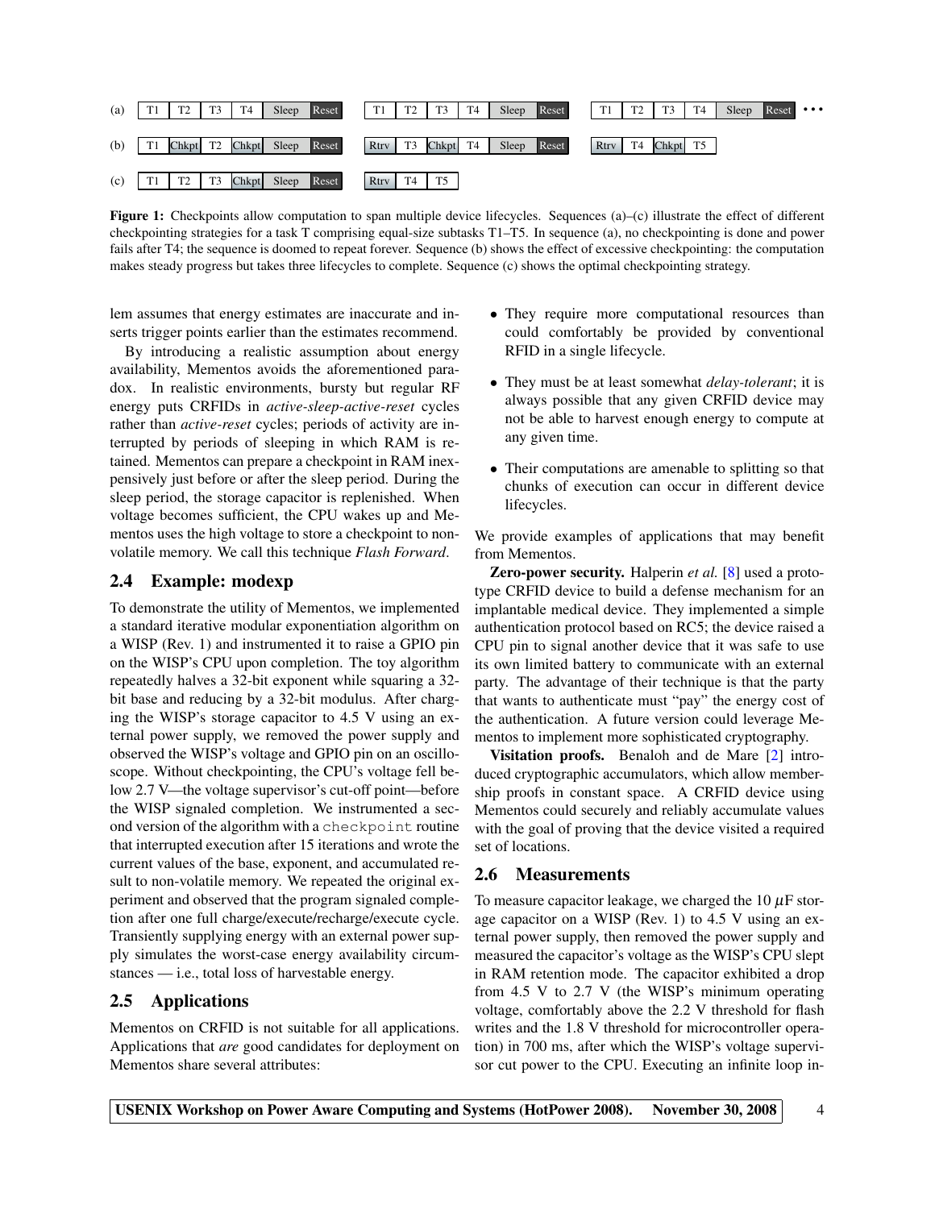(a) T1 | T2 | T3 | T4 | Sleep | Reset — T1 | T2 | T3 | T4 | Sleep | Reset — T1 | T2 | T3 | T4 | Sleep | Reset • • •

(b) T1 | Chkpt | T2 | Chkpt | Sleep | Reset — Rtrv | T3 | Chkpt | T4 | Sleep | Reset — Rtrv | T4 | Chkpt | T5

(c) T1 | T2 | T3 | Chkpt | Sleep | Reset — Rtrv | T4 | T5

**Figure 1:** Checkpoints allow computation to span multiple device lifecycles. Sequences (a)–(c) illustrate the effect of different checkpointing strategies for a task T comprising equal-size subtasks T1–T5. In sequence (a), no checkpointing is done and power fails after T4; the sequence is doomed to repeat forever. Sequence (b) shows the effect of excessive checkpointing: the computation makes steady progress but takes three lifecycles to complete. Sequence (c) shows the optimal checkpointing strategy.

lem assumes that energy estimates are inaccurate and inserts trigger points earlier than the estimates recommend.

By introducing a realistic assumption about energy availability, Mementos avoids the aforementioned paradox. In realistic environments, bursty but regular RF energy puts CRFIDs in *active-sleep-active-reset* cycles rather than *active-reset* cycles; periods of activity are interrupted by periods of sleeping in which RAM is retained. Mementos can prepare a checkpoint in RAM inexpensively just before or after the sleep period. During the sleep period, the storage capacitor is replenished. When voltage becomes sufficient, the CPU wakes up and Mementos uses the high voltage to store a checkpoint to non-volatile memory. We call this technique *Flash Forward*.

## 2.4 Example: modexp

To demonstrate the utility of Mementos, we implemented a standard iterative modular exponentiation algorithm on a WISP (Rev. 1) and instrumented it to raise a GPIO pin on the WISP's CPU upon completion. The toy algorithm repeatedly halves a 32-bit exponent while squaring a 32-bit base and reducing by a 32-bit modulus. After charging the WISP's storage capacitor to 4.5 V using an external power supply, we removed the power supply and observed the WISP's voltage and GPIO pin on an oscilloscope. Without checkpointing, the CPU's voltage fell below 2.7 V—the voltage supervisor's cut-off point—before the WISP signaled completion. We instrumented a second version of the algorithm with a `checkpoint` routine that interrupted execution after 15 iterations and wrote the current values of the base, exponent, and accumulated result to non-volatile memory. We repeated the original experiment and observed that the program signaled completion after one full charge/execute/recharge/execute cycle. Transiently supplying energy with an external power supply simulates the worst-case energy availability circumstances — i.e., total loss of harvestable energy.

## 2.5 Applications

Mementos on CRFID is not suitable for all applications. Applications that *are* good candidates for deployment on Mementos share several attributes:

- They require more computational resources than could comfortably be provided by conventional RFID in a single lifecycle.
- They must be at least somewhat *delay-tolerant*; it is always possible that any given CRFID device may not be able to harvest enough energy to compute at any given time.
- Their computations are amenable to splitting so that chunks of execution can occur in different device lifecycles.

We provide examples of applications that may benefit from Mementos.

**Zero-power security.** Halperin *et al.* [8] used a prototype CRFID device to build a defense mechanism for an implantable medical device. They implemented a simple authentication protocol based on RC5; the device raised a CPU pin to signal another device that it was safe to use its own limited battery to communicate with an external party. The advantage of their technique is that the party that wants to authenticate must "pay" the energy cost of the authentication. A future version could leverage Mementos to implement more sophisticated cryptography.

**Visitation proofs.** Benaloh and de Mare [2] introduced cryptographic accumulators, which allow membership proofs in constant space. A CRFID device using Mementos could securely and reliably accumulate values with the goal of proving that the device visited a required set of locations.

## 2.6 Measurements

To measure capacitor leakage, we charged the 10 $\mu$F storage capacitor on a WISP (Rev. 1) to 4.5 V using an external power supply, then removed the power supply and measured the capacitor's voltage as the WISP's CPU slept in RAM retention mode. The capacitor exhibited a drop from 4.5 V to 2.7 V (the WISP's minimum operating voltage, comfortably above the 2.2 V threshold for flash writes and the 1.8 V threshold for microcontroller operation) in 700 ms, after which the WISP's voltage supervisor cut power to the CPU. Executing an infinite loop in-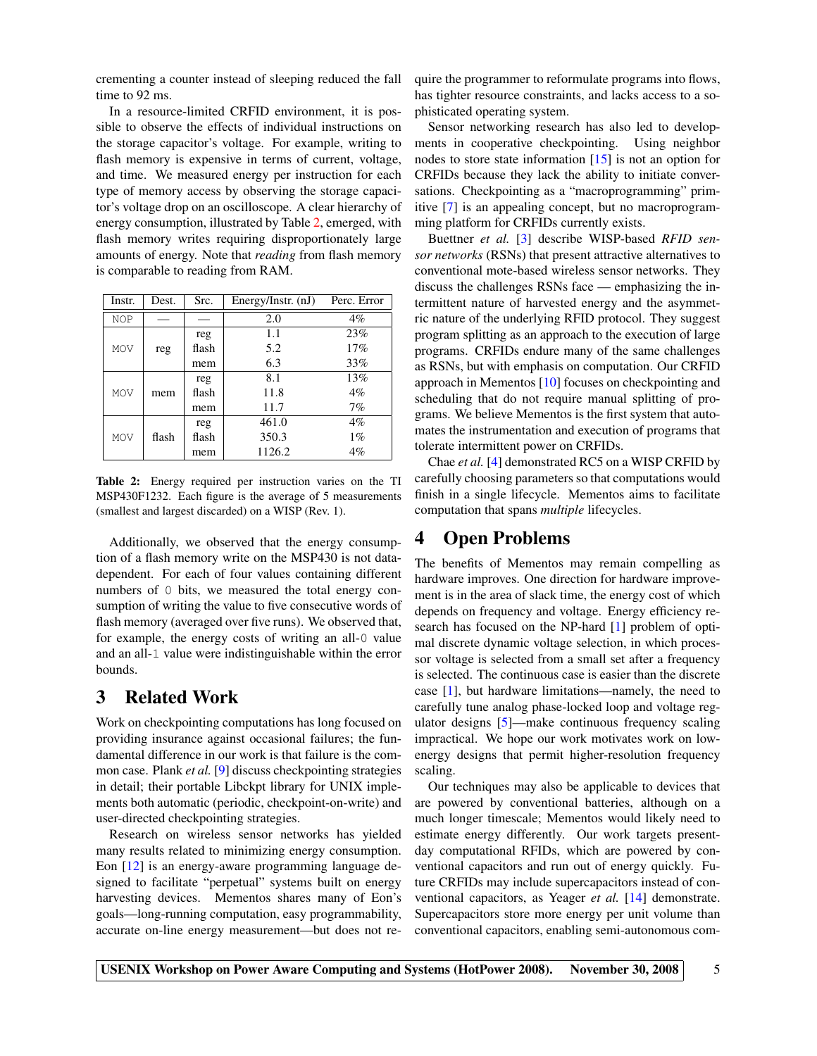crementing a counter instead of sleeping reduced the fall time to 92 ms.

In a resource-limited CRFID environment, it is possible to observe the effects of individual instructions on the storage capacitor's voltage. For example, writing to flash memory is expensive in terms of current, voltage, and time. We measured energy per instruction for each type of memory access by observing the storage capacitor's voltage drop on an oscilloscope. A clear hierarchy of energy consumption, illustrated by Table 2, emerged, with flash memory writes requiring disproportionately large amounts of energy. Note that *reading* from flash memory is comparable to reading from RAM.

| Instr. | Dest. | Src. | Energy/Instr. (nJ) | Perc. Error |
|---|---|---|---|---|
| NOP | — | — | 2.0 | 4% |
| MOV | reg | reg | 1.1 | 23% |
| | | flash | 5.2 | 17% |
| | | mem | 6.3 | 33% |
| MOV | mem | reg | 8.1 | 13% |
| | | flash | 11.8 | 4% |
| | | mem | 11.7 | 7% |
| MOV | flash | reg | 461.0 | 4% |
| | | flash | 350.3 | 1% |
| | | mem | 1126.2 | 4% |

**Table 2:** Energy required per instruction varies on the TI MSP430F1232. Each figure is the average of 5 measurements (smallest and largest discarded) on a WISP (Rev. 1).

Additionally, we observed that the energy consumption of a flash memory write on the MSP430 is not data-dependent. For each of four values containing different numbers of 0 bits, we measured the total energy consumption of writing the value to five consecutive words of flash memory (averaged over five runs). We observed that, for example, the energy costs of writing an all-0 value and an all-1 value were indistinguishable within the error bounds.

## 3 Related Work

Work on checkpointing computations has long focused on providing insurance against occasional failures; the fundamental difference in our work is that failure is the common case. Plank *et al.* [9] discuss checkpointing strategies in detail; their portable Libckpt library for UNIX implements both automatic (periodic, checkpoint-on-write) and user-directed checkpointing strategies.

Research on wireless sensor networks has yielded many results related to minimizing energy consumption. Eon [12] is an energy-aware programming language designed to facilitate "perpetual" systems built on energy harvesting devices. Mementos shares many of Eon's goals—long-running computation, easy programmability, accurate on-line energy measurement—but does not require the programmer to reformulate programs into flows, has tighter resource constraints, and lacks access to a sophisticated operating system.

Sensor networking research has also led to developments in cooperative checkpointing. Using neighbor nodes to store state information [15] is not an option for CRFIDs because they lack the ability to initiate conversations. Checkpointing as a "macroprogramming" primitive [7] is an appealing concept, but no macroprogramming platform for CRFIDs currently exists.

Buettner *et al.* [3] describe WISP-based *RFID sensor networks* (RSNs) that present attractive alternatives to conventional mote-based wireless sensor networks. They discuss the challenges RSNs face — emphasizing the intermittent nature of harvested energy and the asymmetric nature of the underlying RFID protocol. They suggest program splitting as an approach to the execution of large programs. CRFIDs endure many of the same challenges as RSNs, but with emphasis on computation. Our CRFID approach in Mementos [10] focuses on checkpointing and scheduling that do not require manual splitting of programs. We believe Mementos is the first system that automates the instrumentation and execution of programs that tolerate intermittent power on CRFIDs.

Chae *et al.* [4] demonstrated RC5 on a WISP CRFID by carefully choosing parameters so that computations would finish in a single lifecycle. Mementos aims to facilitate computation that spans *multiple* lifecycles.

## 4 Open Problems

The benefits of Mementos may remain compelling as hardware improves. One direction for hardware improvement is in the area of slack time, the energy cost of which depends on frequency and voltage. Energy efficiency research has focused on the NP-hard [1] problem of optimal discrete dynamic voltage selection, in which processor voltage is selected from a small set after a frequency is selected. The continuous case is easier than the discrete case [1], but hardware limitations—namely, the need to carefully tune analog phase-locked loop and voltage regulator designs [5]—make continuous frequency scaling impractical. We hope our work motivates work on low-energy designs that permit higher-resolution frequency scaling.

Our techniques may also be applicable to devices that are powered by conventional batteries, although on a much longer timescale; Mementos would likely need to estimate energy differently. Our work targets present-day computational RFIDs, which are powered by conventional capacitors and run out of energy quickly. Future CRFIDs may include supercapacitors instead of conventional capacitors, as Yeager *et al.* [14] demonstrate. Supercapacitors store more energy per unit volume than conventional capacitors, enabling semi-autonomous com-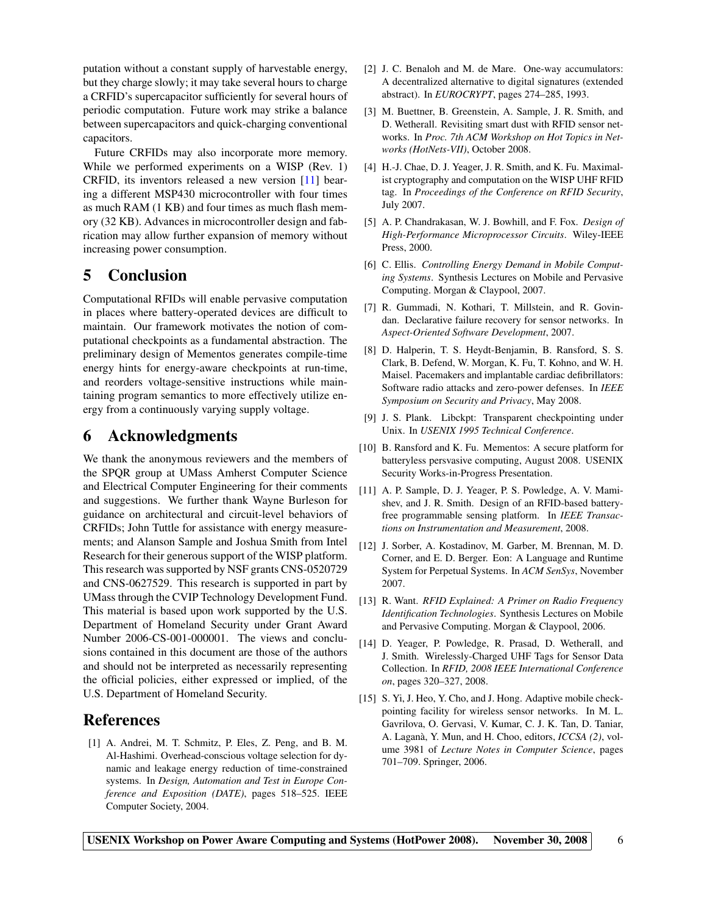putation without a constant supply of harvestable energy, but they charge slowly; it may take several hours to charge a CRFID's supercapacitor sufficiently for several hours of periodic computation. Future work may strike a balance between supercapacitors and quick-charging conventional capacitors.

Future CRFIDs may also incorporate more memory. While we performed experiments on a WISP (Rev. 1) CRFID, its inventors released a new version [11] bearing a different MSP430 microcontroller with four times as much RAM (1 KB) and four times as much flash memory (32 KB). Advances in microcontroller design and fabrication may allow further expansion of memory without increasing power consumption.

# 5 Conclusion

Computational RFIDs will enable pervasive computation in places where battery-operated devices are difficult to maintain. Our framework motivates the notion of computational checkpoints as a fundamental abstraction. The preliminary design of Mementos generates compile-time energy hints for energy-aware checkpoints at run-time, and reorders voltage-sensitive instructions while maintaining program semantics to more effectively utilize energy from a continuously varying supply voltage.

# 6 Acknowledgments

We thank the anonymous reviewers and the members of the SPQR group at UMass Amherst Computer Science and Electrical Computer Engineering for their comments and suggestions. We further thank Wayne Burleson for guidance on architectural and circuit-level behaviors of CRFIDs; John Tuttle for assistance with energy measurements; and Alanson Sample and Joshua Smith from Intel Research for their generous support of the WISP platform. This research was supported by NSF grants CNS-0520729 and CNS-0627529. This research is supported in part by UMass through the CVIP Technology Development Fund. This material is based upon work supported by the U.S. Department of Homeland Security under Grant Award Number 2006-CS-001-000001. The views and conclusions contained in this document are those of the authors and should not be interpreted as necessarily representing the official policies, either expressed or implied, of the U.S. Department of Homeland Security.

# References

[1] A. Andrei, M. T. Schmitz, P. Eles, Z. Peng, and B. M. Al-Hashimi. Overhead-conscious voltage selection for dynamic and leakage energy reduction of time-constrained systems. In *Design, Automation and Test in Europe Conference and Exposition (DATE)*, pages 518–525. IEEE Computer Society, 2004.

[2] J. C. Benaloh and M. de Mare. One-way accumulators: A decentralized alternative to digital signatures (extended abstract). In *EUROCRYPT*, pages 274–285, 1993.

[3] M. Buettner, B. Greenstein, A. Sample, J. R. Smith, and D. Wetherall. Revisiting smart dust with RFID sensor networks. In *Proc. 7th ACM Workshop on Hot Topics in Networks (HotNets-VII)*, October 2008.

[4] H.-J. Chae, D. J. Yeager, J. R. Smith, and K. Fu. Maximalist cryptography and computation on the WISP UHF RFID tag. In *Proceedings of the Conference on RFID Security*, July 2007.

[5] A. P. Chandrakasan, W. J. Bowhill, and F. Fox. *Design of High-Performance Microprocessor Circuits*. Wiley-IEEE Press, 2000.

[6] C. Ellis. *Controlling Energy Demand in Mobile Computing Systems*. Synthesis Lectures on Mobile and Pervasive Computing. Morgan & Claypool, 2007.

[7] R. Gummadi, N. Kothari, T. Millstein, and R. Govindan. Declarative failure recovery for sensor networks. In *Aspect-Oriented Software Development*, 2007.

[8] D. Halperin, T. S. Heydt-Benjamin, B. Ransford, S. S. Clark, B. Defend, W. Morgan, K. Fu, T. Kohno, and W. H. Maisel. Pacemakers and implantable cardiac defibrillators: Software radio attacks and zero-power defenses. In *IEEE Symposium on Security and Privacy*, May 2008.

[9] J. S. Plank. Libckpt: Transparent checkpointing under Unix. In *USENIX 1995 Technical Conference*.

[10] B. Ransford and K. Fu. Mementos: A secure platform for batteryless persvasive computing, August 2008. USENIX Security Works-in-Progress Presentation.

[11] A. P. Sample, D. J. Yeager, P. S. Powledge, A. V. Mamishev, and J. R. Smith. Design of an RFID-based battery-free programmable sensing platform. In *IEEE Transactions on Instrumentation and Measurement*, 2008.

[12] J. Sorber, A. Kostadinov, M. Garber, M. Brennan, M. D. Corner, and E. D. Berger. Eon: A Language and Runtime System for Perpetual Systems. In *ACM SenSys*, November 2007.

[13] R. Want. *RFID Explained: A Primer on Radio Frequency Identification Technologies*. Synthesis Lectures on Mobile and Pervasive Computing. Morgan & Claypool, 2006.

[14] D. Yeager, P. Powledge, R. Prasad, D. Wetherall, and J. Smith. Wirelessly-Charged UHF Tags for Sensor Data Collection. In *RFID, 2008 IEEE International Conference on*, pages 320–327, 2008.

[15] S. Yi, J. Heo, Y. Cho, and J. Hong. Adaptive mobile checkpointing facility for wireless sensor networks. In M. L. Gavrilova, O. Gervasi, V. Kumar, C. J. K. Tan, D. Taniar, A. Laganà, Y. Mun, and H. Choo, editors, *ICCSA (2)*, volume 3981 of *Lecture Notes in Computer Science*, pages 701–709. Springer, 2006.